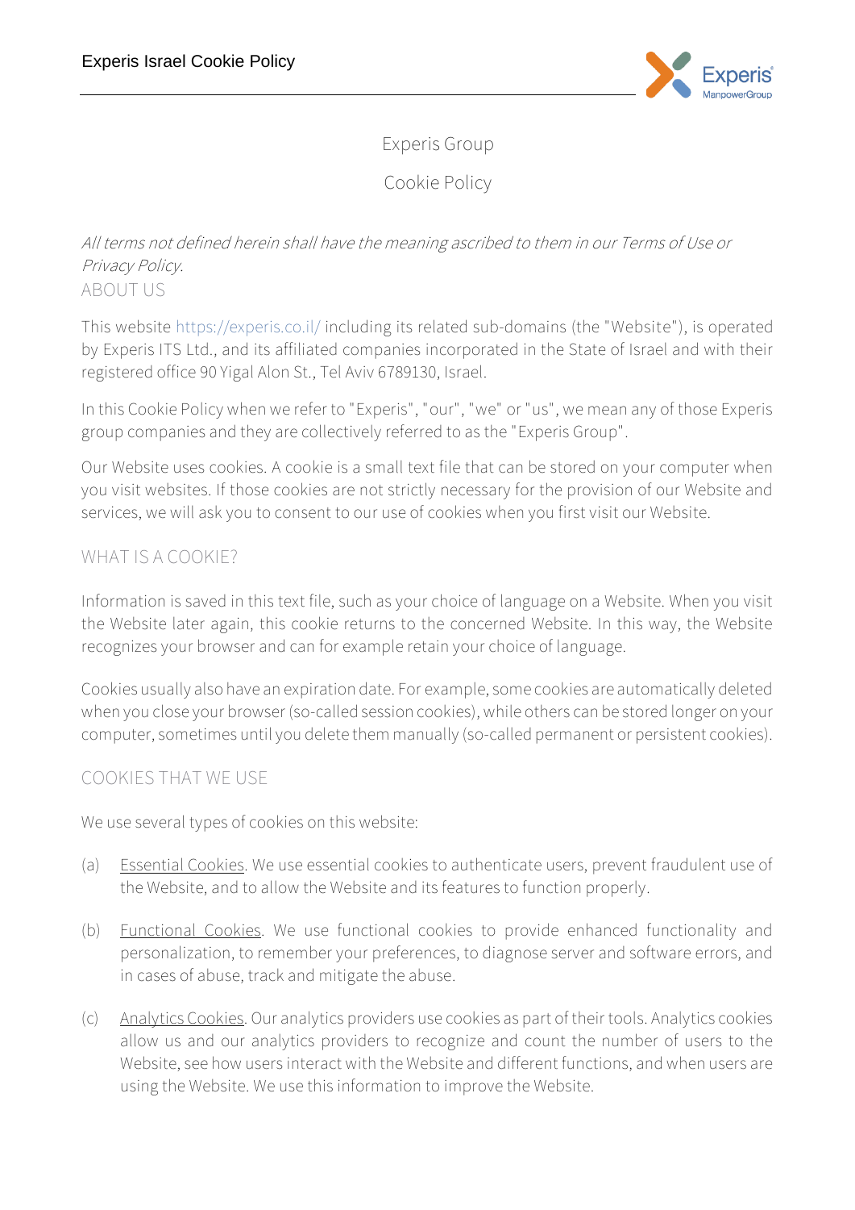# Experis Group

# Cookie Policy

*All terms not defined herein shall have the meaning ascribed to them in our Terms of Use or Privacy Policy.*

## ABOUT US

This website https://experis.co.il/ including its related sub-domains (the "Website"), is operated by Experis ITS Ltd., and its affiliated companies incorporated in the State of Israel and with their registered office 90 Yigal Alon St., Tel Aviv 6789130, Israel.

In this Cookie Policy when we refer to "Experis", "our", "we" or "us", we mean any of those Experis group companies and they are collectively referred to as the "Experis Group".

Our Website uses cookies. A cookie is a small text file that can be stored on your computer when you visit websites. If those cookies are not strictly necessary for the provision of our Website and services, we will ask you to consent to our use of cookies when you first visit our Website.

## WHAT IS A COOKIE?

Information is saved in this text file, such as your choice of language on a Website. When you visit the Website later again, this cookie returns to the concerned Website. In this way, the Website recognizes your browser and can for example retain your choice of language.

Cookies usually also have an expiration date. For example, some cookies are automatically deleted when you close your browser (so-called session cookies), while others can be stored longer on your computer, sometimes until you delete them manually (so-called permanent or persistent cookies).

## COOKIES THAT WE USE

We use several types of cookies on this website:

(a) Essential Cookies. We use essential cookies to authenticate users, prevent fraudulent use of the Website, and to allow the Website and its features to function properly.

(b) Functional Cookies. We use functional cookies to provide enhanced functionality and personalization, to remember your preferences, to diagnose server and software errors, and in cases of abuse, track and mitigate the abuse.

(c) Analytics Cookies. Our analytics providers use cookies as part of their tools. Analytics cookies allow us and our analytics providers to recognize and count the number of users to the Website, see how users interact with the Website and different functions, and when users are using the Website. We use this information to improve the Website.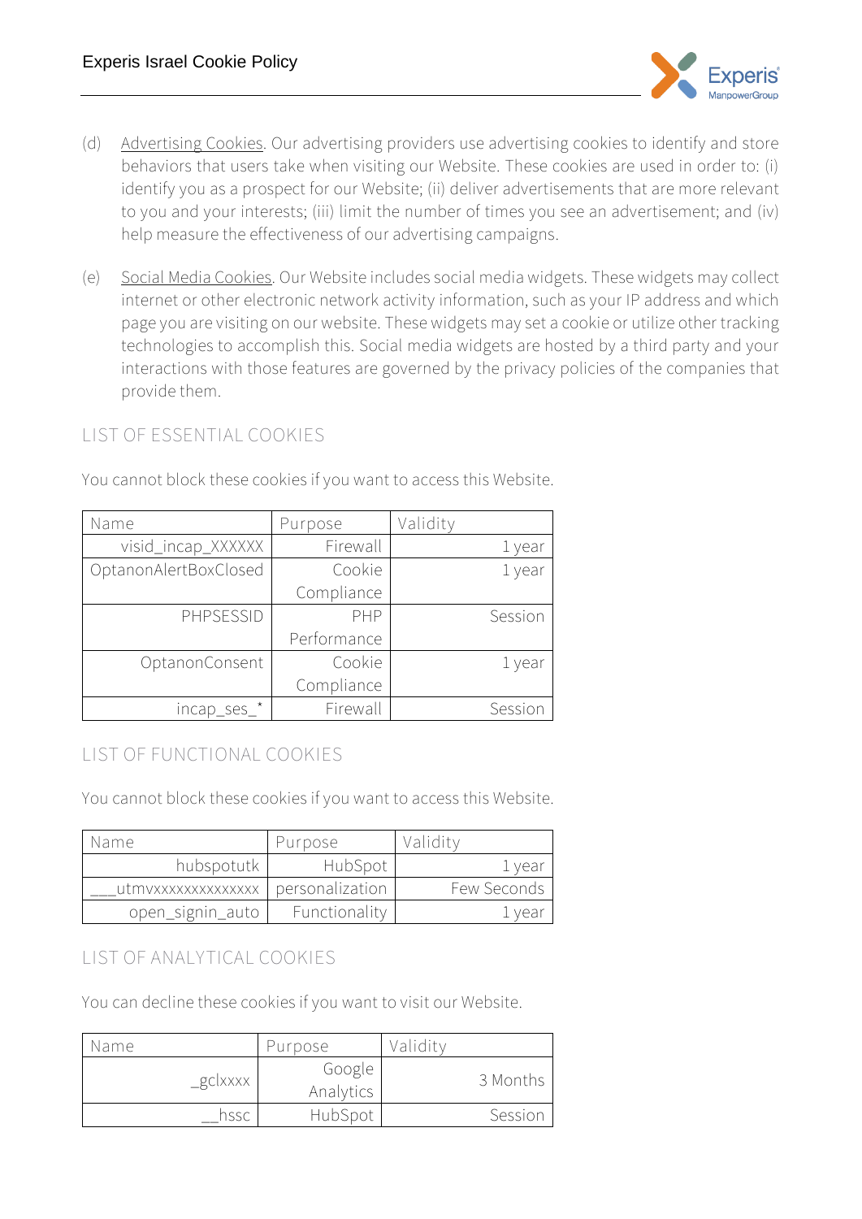(d) Advertising Cookies. Our advertising providers use advertising cookies to identify and store behaviors that users take when visiting our Website. These cookies are used in order to: (i) identify you as a prospect for our Website; (ii) deliver advertisements that are more relevant to you and your interests; (iii) limit the number of times you see an advertisement; and (iv) help measure the effectiveness of our advertising campaigns.

(e) Social Media Cookies. Our Website includes social media widgets. These widgets may collect internet or other electronic network activity information, such as your IP address and which page you are visiting on our website. These widgets may set a cookie or utilize other tracking technologies to accomplish this. Social media widgets are hosted by a third party and your interactions with those features are governed by the privacy policies of the companies that provide them.

## LIST OF ESSENTIAL COOKIES

You cannot block these cookies if you want to access this Website.

| Name | Purpose | Validity |
|---|---|---|
| visid_incap_XXXXXX | Firewall | 1 year |
| OptanonAlertBoxClosed | Cookie Compliance | 1 year |
| PHPSESSID | PHP Performance | Session |
| OptanonConsent | Cookie Compliance | 1 year |
| incap_ses_* | Firewall | Session |

## LIST OF FUNCTIONAL COOKIES

You cannot block these cookies if you want to access this Website.

| Name | Purpose | Validity |
|---|---|---|
| hubspotutk | HubSpot | 1 year |
| ___utmvxxxxxxxxxxxxxxx | personalization | Few Seconds |
| open_signin_auto | Functionality | 1 year |

## LIST OF ANALYTICAL COOKIES

You can decline these cookies if you want to visit our Website.

| Name | Purpose | Validity |
|---|---|---|
| _gclxxxx | Google Analytics | 3 Months |
| __hssc | HubSpot | Session |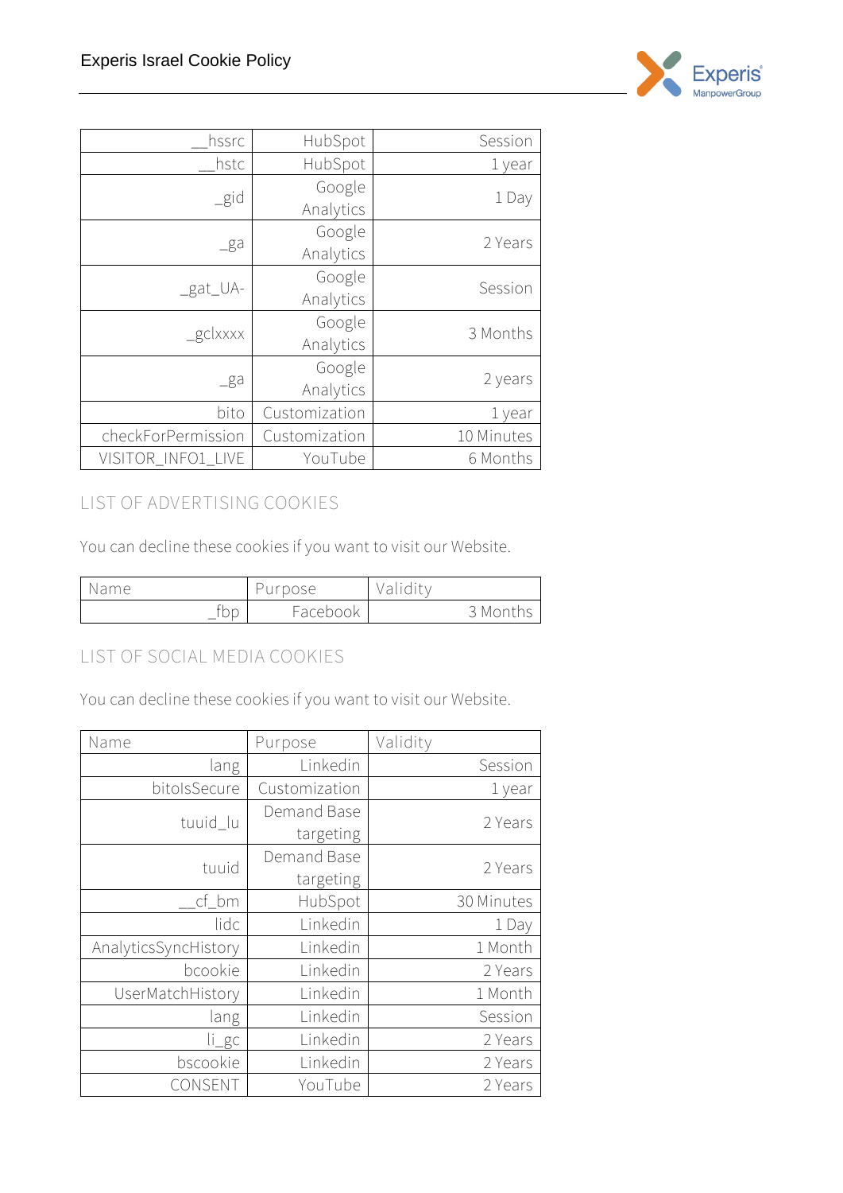| | | |
|---|---|---|
| __hssrc | HubSpot | Session |
| __hstc | HubSpot | 1 year |
| _gid | Google Analytics | 1 Day |
| _ga | Google Analytics | 2 Years |
| _gat_UA- | Google Analytics | Session |
| _gclxxxx | Google Analytics | 3 Months |
| _ga | Google Analytics | 2 years |
| bito | Customization | 1 year |
| checkForPermission | Customization | 10 Minutes |
| VISITOR_INFO1_LIVE | YouTube | 6 Months |

## LIST OF ADVERTISING COOKIES

You can decline these cookies if you want to visit our Website.

| Name | Purpose | Validity |
|---|---|---|
| _fbp | Facebook | 3 Months |

## LIST OF SOCIAL MEDIA COOKIES

You can decline these cookies if you want to visit our Website.

| Name | Purpose | Validity |
|---|---|---|
| lang | Linkedin | Session |
| bitoIsSecure | Customization | 1 year |
| tuuid_lu | Demand Base targeting | 2 Years |
| tuuid | Demand Base targeting | 2 Years |
| __cf_bm | HubSpot | 30 Minutes |
| lidc | Linkedin | 1 Day |
| AnalyticsSyncHistory | Linkedin | 1 Month |
| bcookie | Linkedin | 2 Years |
| UserMatchHistory | Linkedin | 1 Month |
| lang | Linkedin | Session |
| li_gc | Linkedin | 2 Years |
| bscookie | Linkedin | 2 Years |
| CONSENT | YouTube | 2 Years |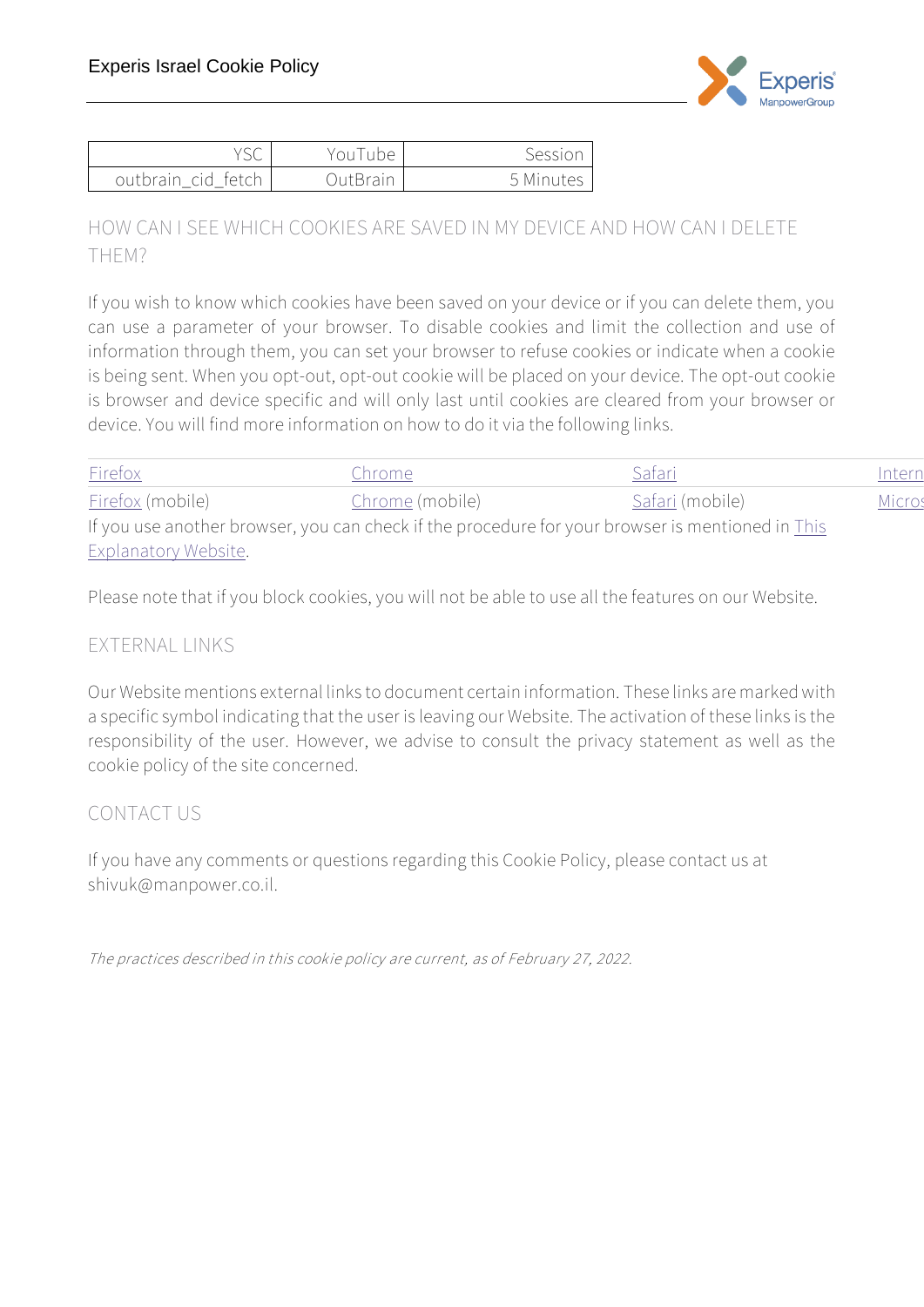| | | |
|---|---|---|
| YSC | YouTube | Session |
| outbrain_cid_fetch | OutBrain | 5 Minutes |

## HOW CAN I SEE WHICH COOKIES ARE SAVED IN MY DEVICE AND HOW CAN I DELETE THEM?

If you wish to know which cookies have been saved on your device or if you can delete them, you can use a parameter of your browser. To disable cookies and limit the collection and use of information through them, you can set your browser to refuse cookies or indicate when a cookie is being sent. When you opt-out, opt-out cookie will be placed on your device. The opt-out cookie is browser and device specific and will only last until cookies are cleared from your browser or device. You will find more information on how to do it via the following links.

| | | | |
|---|---|---|---|
| Firefox | Chrome | Safari | Intern |
| Firefox (mobile) | Chrome (mobile) | Safari (mobile) | Micros |

If you use another browser, you can check if the procedure for your browser is mentioned in This Explanatory Website.

Please note that if you block cookies, you will not be able to use all the features on our Website.

## EXTERNAL LINKS

Our Website mentions external links to document certain information. These links are marked with a specific symbol indicating that the user is leaving our Website. The activation of these links is the responsibility of the user. However, we advise to consult the privacy statement as well as the cookie policy of the site concerned.

## CONTACT US

If you have any comments or questions regarding this Cookie Policy, please contact us at shivuk@manpower.co.il.

*The practices described in this cookie policy are current, as of February 27, 2022.*